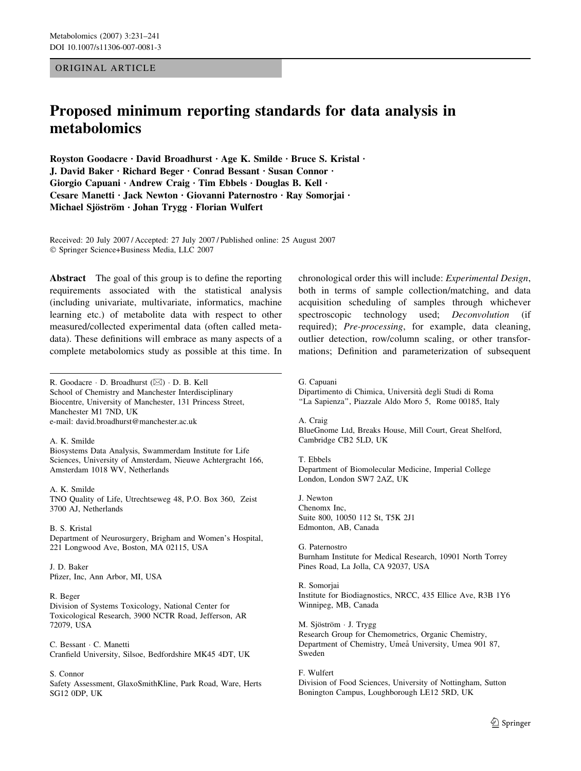ORIGINAL ARTICLE

# Proposed minimum reporting standards for data analysis in metabolomics

**Royston Goodacre · David Broadhurst · Age K. Smilde · Bruce S. Kristal · J. David Baker · Richard Beger · Conrad Bessant · Susan Connor · Giorgio Capuani · Andrew Craig · Tim Ebbels · Douglas B. Kell · Cesare Manetti · Jack Newton · Giovanni Paternostro · Ray Somorjai · Michael Sjöström · Johan Trygg · Florian Wulfert**

Received: 20 July 2007 / Accepted: 27 July 2007 / Published online: 25 August 2007
© Springer Science+Business Media, LLC 2007

**Abstract** The goal of this group is to define the reporting requirements associated with the statistical analysis (including univariate, multivariate, informatics, machine learning etc.) of metabolite data with respect to other measured/collected experimental data (often called metadata). These definitions will embrace as many aspects of a complete metabolomics study as possible at this time. In chronological order this will include: *Experimental Design*, both in terms of sample collection/matching, and data acquisition scheduling of samples through whichever spectroscopic technology used; *Deconvolution* (if required); *Pre-processing*, for example, data cleaning, outlier detection, row/column scaling, or other transformations; Definition and parameterization of subsequent

---

R. Goodacre · D. Broadhurst (✉) · D. B. Kell
School of Chemistry and Manchester Interdisciplinary Biocentre, University of Manchester, 131 Princess Street, Manchester M1 7ND, UK
e-mail: david.broadhurst@manchester.ac.uk

A. K. Smilde
Biosystems Data Analysis, Swammerdam Institute for Life Sciences, University of Amsterdam, Nieuwe Achtergracht 166, Amsterdam 1018 WV, Netherlands

A. K. Smilde
TNO Quality of Life, Utrechtseweg 48, P.O. Box 360, Zeist 3700 AJ, Netherlands

B. S. Kristal
Department of Neurosurgery, Brigham and Women's Hospital, 221 Longwood Ave, Boston, MA 02115, USA

J. D. Baker
Pfizer, Inc, Ann Arbor, MI, USA

R. Beger
Division of Systems Toxicology, National Center for Toxicological Research, 3900 NCTR Road, Jefferson, AR 72079, USA

C. Bessant · C. Manetti
Cranfield University, Silsoe, Bedfordshire MK45 4DT, UK

S. Connor
Safety Assessment, GlaxoSmithKline, Park Road, Ware, Herts SG12 0DP, UK

G. Capuani
Dipartimento di Chimica, Università degli Studi di Roma "La Sapienza", Piazzale Aldo Moro 5, Rome 00185, Italy

A. Craig
BlueGnome Ltd, Breaks House, Mill Court, Great Shelford, Cambridge CB2 5LD, UK

T. Ebbels
Department of Biomolecular Medicine, Imperial College London, London SW7 2AZ, UK

J. Newton
Chenomx Inc, Suite 800, 10050 112 St, T5K 2J1 Edmonton, AB, Canada

G. Paternostro
Burnham Institute for Medical Research, 10901 North Torrey Pines Road, La Jolla, CA 92037, USA

R. Somorjai
Institute for Biodiagnostics, NRCC, 435 Ellice Ave, R3B 1Y6 Winnipeg, MB, Canada

M. Sjöström · J. Trygg
Research Group for Chemometrics, Organic Chemistry, Department of Chemistry, Umeå University, Umea 901 87, Sweden

F. Wulfert
Division of Food Sciences, University of Nottingham, Sutton Bonington Campus, Loughborough LE12 5RD, UK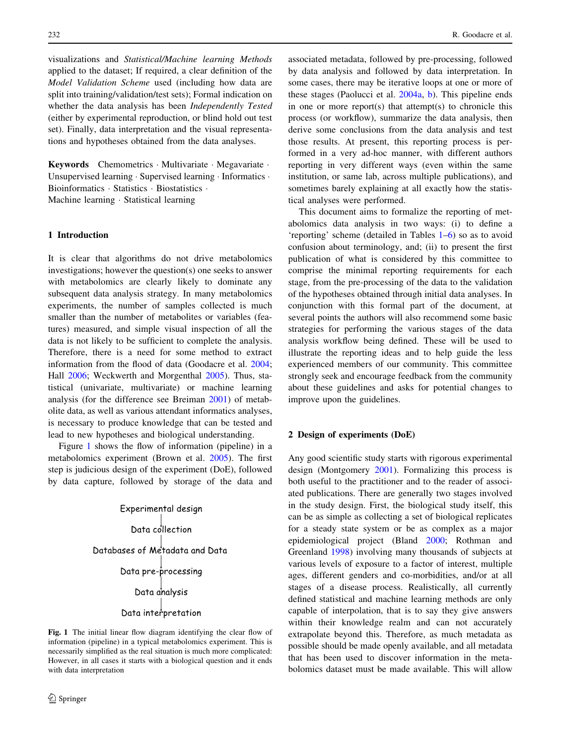visualizations and *Statistical/Machine learning Methods* applied to the dataset; If required, a clear definition of the *Model Validation Scheme* used (including how data are split into training/validation/test sets); Formal indication on whether the data analysis has been *Independently Tested* (either by experimental reproduction, or blind hold out test set). Finally, data interpretation and the visual representations and hypotheses obtained from the data analyses.

**Keywords** Chemometrics · Multivariate · Megavariate · Unsupervised learning · Supervised learning · Informatics · Bioinformatics · Statistics · Biostatistics · Machine learning · Statistical learning

## 1 Introduction

It is clear that algorithms do not drive metabolomics investigations; however the question(s) one seeks to answer with metabolomics are clearly likely to dominate any subsequent data analysis strategy. In many metabolomics experiments, the number of samples collected is much smaller than the number of metabolites or variables (features) measured, and simple visual inspection of all the data is not likely to be sufficient to complete the analysis. Therefore, there is a need for some method to extract information from the flood of data (Goodacre et al. 2004; Hall 2006; Weckwerth and Morgenthal 2005). Thus, statistical (univariate, multivariate) or machine learning analysis (for the difference see Breiman 2001) of metabolite data, as well as various attendant informatics analyses, is necessary to produce knowledge that can be tested and lead to new hypotheses and biological understanding.

Figure 1 shows the flow of information (pipeline) in a metabolomics experiment (Brown et al. 2005). The first step is judicious design of the experiment (DoE), followed by data capture, followed by storage of the data and associated metadata, followed by pre-processing, followed by data analysis and followed by data interpretation. In some cases, there may be iterative loops at one or more of these stages (Paolucci et al. 2004a, b). This pipeline ends in one or more report(s) that attempt(s) to chronicle this process (or workflow), summarize the data analysis, then derive some conclusions from the data analysis and test those results. At present, this reporting process is performed in a very ad-hoc manner, with different authors reporting in very different ways (even within the same institution, or same lab, across multiple publications), and sometimes barely explaining at all exactly how the statistical analyses were performed.

Experimental design

Data collection

Databases of Metadata and Data

Data pre-processing

Data analysis

Data interpretation

**Fig. 1** The initial linear flow diagram identifying the clear flow of information (pipeline) in a typical metabolomics experiment. This is necessarily simplified as the real situation is much more complicated: However, in all cases it starts with a biological question and it ends with data interpretation

This document aims to formalize the reporting of metabolomics data analysis in two ways: (i) to define a 'reporting' scheme (detailed in Tables 1–6) so as to avoid confusion about terminology, and; (ii) to present the first publication of what is considered by this committee to comprise the minimal reporting requirements for each stage, from the pre-processing of the data to the validation of the hypotheses obtained through initial data analyses. In conjunction with this formal part of the document, at several points the authors will also recommend some basic strategies for performing the various stages of the data analysis workflow being defined. These will be used to illustrate the reporting ideas and to help guide the less experienced members of our community. This committee strongly seek and encourage feedback from the community about these guidelines and asks for potential changes to improve upon the guidelines.

## 2 Design of experiments (DoE)

Any good scientific study starts with rigorous experimental design (Montgomery 2001). Formalizing this process is both useful to the practitioner and to the reader of associated publications. There are generally two stages involved in the study design. First, the biological study itself, this can be as simple as collecting a set of biological replicates for a steady state system or be as complex as a major epidemiological project (Bland 2000; Rothman and Greenland 1998) involving many thousands of subjects at various levels of exposure to a factor of interest, multiple ages, different genders and co-morbidities, and/or at all stages of a disease process. Realistically, all currently defined statistical and machine learning methods are only capable of interpolation, that is to say they give answers within their knowledge realm and can not accurately extrapolate beyond this. Therefore, as much metadata as possible should be made openly available, and all metadata that has been used to discover information in the metabolomics dataset must be made available. This will allow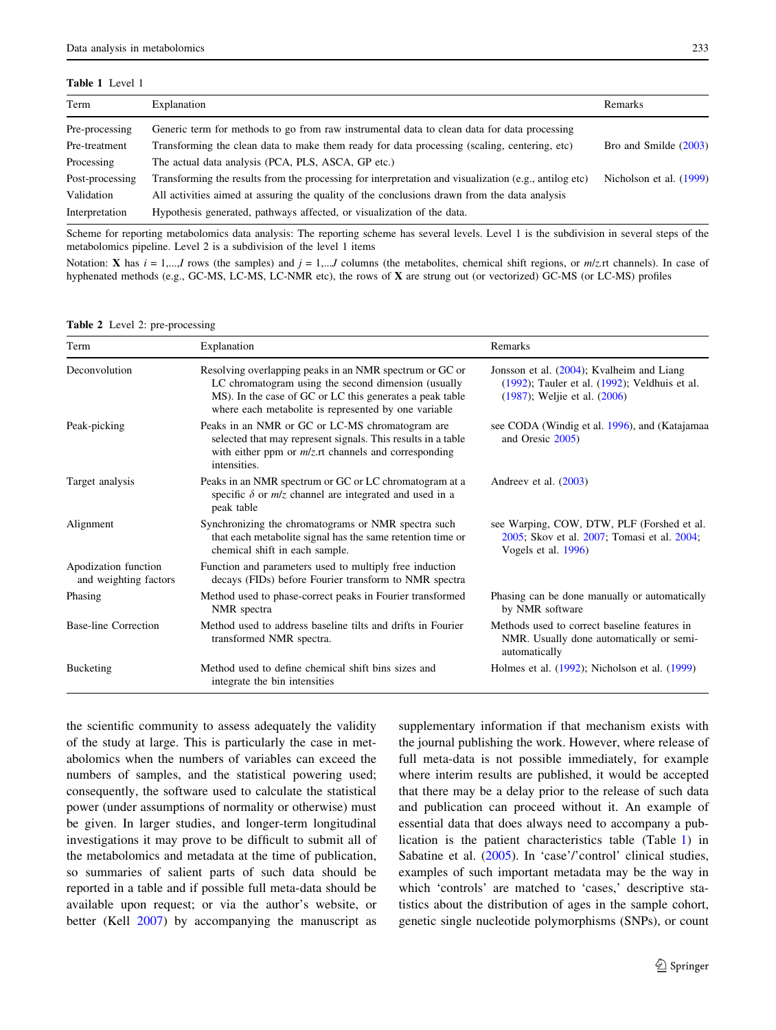**Table 1** Level 1

| Term | Explanation | Remarks |
|---|---|---|
| Pre-processing | Generic term for methods to go from raw instrumental data to clean data for data processing | |
| Pre-treatment | Transforming the clean data to make them ready for data processing (scaling, centering, etc) | Bro and Smilde (2003) |
| Processing | The actual data analysis (PCA, PLS, ASCA, GP etc.) | |
| Post-processing | Transforming the results from the processing for interpretation and visualization (e.g., antilog etc) | Nicholson et al. (1999) |
| Validation | All activities aimed at assuring the quality of the conclusions drawn from the data analysis | |
| Interpretation | Hypothesis generated, pathways affected, or visualization of the data. | |

Scheme for reporting metabolomics data analysis: The reporting scheme has several levels. Level 1 is the subdivision in several steps of the metabolomics pipeline. Level 2 is a subdivision of the level 1 items

Notation: **X** has $i = 1,\ldots,I$ rows (the samples) and $j = 1,\ldots,J$ columns (the metabolites, chemical shift regions, or *m*/*z*.rt channels). In case of hyphenated methods (e.g., GC-MS, LC-MS, LC-NMR etc), the rows of **X** are strung out (or vectorized) GC-MS (or LC-MS) profiles

**Table 2** Level 2: pre-processing

| Term | Explanation | Remarks |
|---|---|---|
| Deconvolution | Resolving overlapping peaks in an NMR spectrum or GC or LC chromatogram using the second dimension (usually MS). In the case of GC or LC this generates a peak table where each metabolite is represented by one variable | Jonsson et al. (2004); Kvalheim and Liang (1992); Tauler et al. (1992); Veldhuis et al. (1987); Weljie et al. (2006) |
| Peak-picking | Peaks in an NMR or GC or LC-MS chromatogram are selected that may represent signals. This results in a table with either ppm or *m*/*z*.rt channels and corresponding intensities. | see CODA (Windig et al. 1996), and (Katajamaa and Oresic 2005) |
| Target analysis | Peaks in an NMR spectrum or GC or LC chromatogram at a specific $\delta$ or *m*/*z* channel are integrated and used in a peak table | Andreev et al. (2003) |
| Alignment | Synchronizing the chromatograms or NMR spectra such that each metabolite signal has the same retention time or chemical shift in each sample. | see Warping, COW, DTW, PLF (Forshed et al. 2005; Skov et al. 2007; Tomasi et al. 2004; Vogels et al. 1996) |
| Apodization function and weighting factors | Function and parameters used to multiply free induction decays (FIDs) before Fourier transform to NMR spectra | |
| Phasing | Method used to phase-correct peaks in Fourier transformed NMR spectra | Phasing can be done manually or automatically by NMR software |
| Base-line Correction | Method used to address baseline tilts and drifts in Fourier transformed NMR spectra. | Methods used to correct baseline features in NMR. Usually done automatically or semi-automatically |
| Bucketing | Method used to define chemical shift bins sizes and integrate the bin intensities | Holmes et al. (1992); Nicholson et al. (1999) |

the scientific community to assess adequately the validity of the study at large. This is particularly the case in metabolomics when the numbers of variables can exceed the numbers of samples, and the statistical powering used; consequently, the software used to calculate the statistical power (under assumptions of normality or otherwise) must be given. In larger studies, and longer-term longitudinal investigations it may prove to be difficult to submit all of the metabolomics and metadata at the time of publication, so summaries of salient parts of such data should be reported in a table and if possible full meta-data should be available upon request; or via the author's website, or better (Kell 2007) by accompanying the manuscript as supplementary information if that mechanism exists with the journal publishing the work. However, where release of full meta-data is not possible immediately, for example where interim results are published, it would be accepted that there may be a delay prior to the release of such data and publication can proceed without it. An example of essential data that does always need to accompany a publication is the patient characteristics table (Table 1) in Sabatine et al. (2005). In 'case'/'control' clinical studies, examples of such important metadata may be the way in which 'controls' are matched to 'cases,' descriptive statistics about the distribution of ages in the sample cohort, genetic single nucleotide polymorphisms (SNPs), or count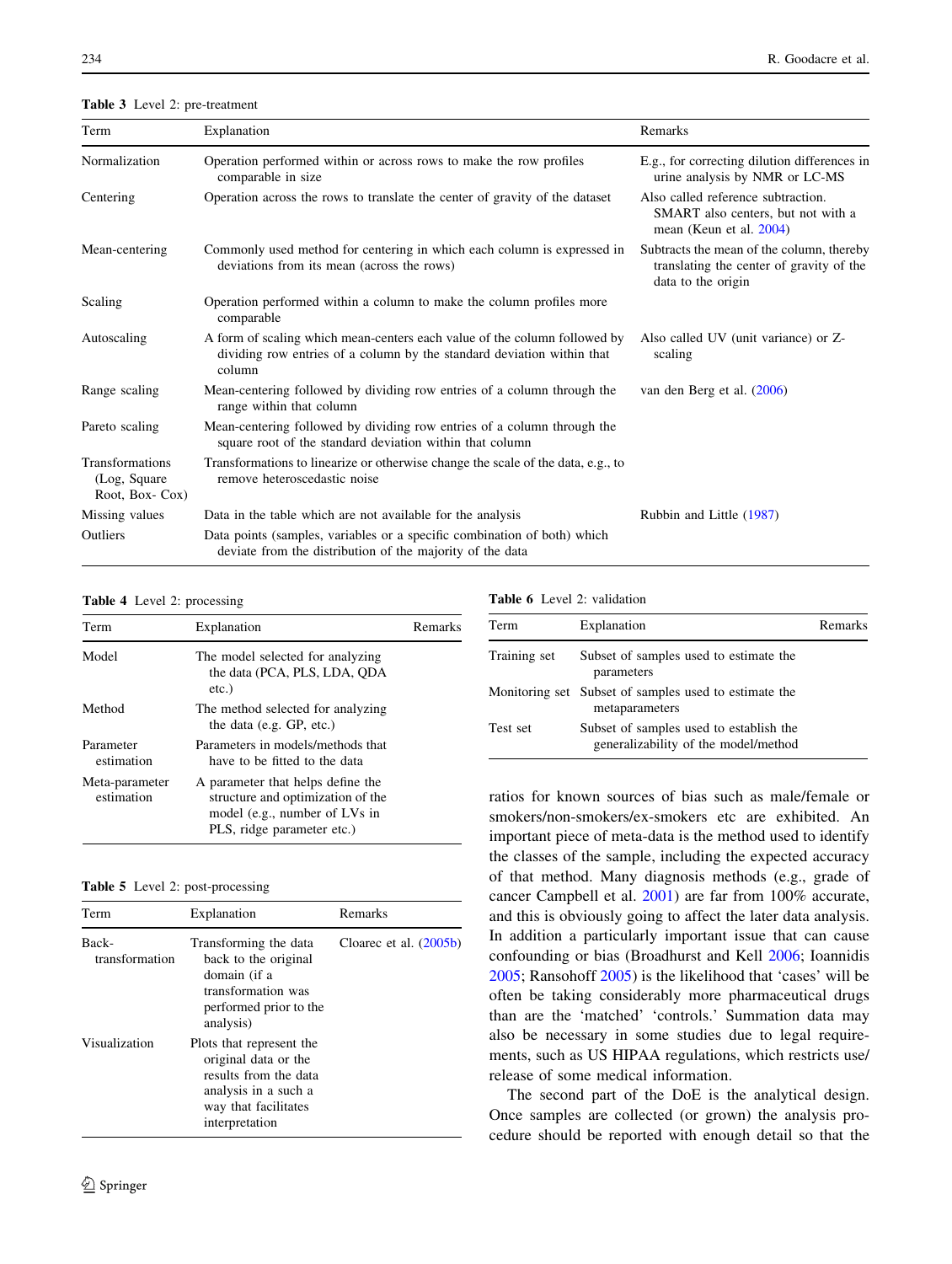**Table 3** Level 2: pre-treatment

| Term | Explanation | Remarks |
|---|---|---|
| Normalization | Operation performed within or across rows to make the row profiles comparable in size | E.g., for correcting dilution differences in urine analysis by NMR or LC-MS |
| Centering | Operation across the rows to translate the center of gravity of the dataset | Also called reference subtraction. SMART also centers, but not with a mean (Keun et al. 2004) |
| Mean-centering | Commonly used method for centering in which each column is expressed in deviations from its mean (across the rows) | Subtracts the mean of the column, thereby translating the center of gravity of the data to the origin |
| Scaling | Operation performed within a column to make the column profiles more comparable | |
| Autoscaling | A form of scaling which mean-centers each value of the column followed by dividing row entries of a column by the standard deviation within that column | Also called UV (unit variance) or Z-scaling |
| Range scaling | Mean-centering followed by dividing row entries of a column through the range within that column | van den Berg et al. (2006) |
| Pareto scaling | Mean-centering followed by dividing row entries of a column through the square root of the standard deviation within that column | |
| Transformations (Log, Square Root, Box- Cox) | Transformations to linearize or otherwise change the scale of the data, e.g., to remove heteroscedastic noise | |
| Missing values | Data in the table which are not available for the analysis | Rubbin and Little (1987) |
| Outliers | Data points (samples, variables or a specific combination of both) which deviate from the distribution of the majority of the data | |

**Table 4** Level 2: processing

| Term | Explanation | Remarks |
|---|---|---|
| Model | The model selected for analyzing the data (PCA, PLS, LDA, QDA etc.) | |
| Method | The method selected for analyzing the data (e.g. GP, etc.) | |
| Parameter estimation | Parameters in models/methods that have to be fitted to the data | |
| Meta-parameter estimation | A parameter that helps define the structure and optimization of the model (e.g., number of LVs in PLS, ridge parameter etc.) | |

**Table 5** Level 2: post-processing

| Term | Explanation | Remarks |
|---|---|---|
| Back-transformation | Transforming the data back to the original domain (if a transformation was performed prior to the analysis) | Cloarec et al. (2005b) |
| Visualization | Plots that represent the original data or the results from the data analysis in a such a way that facilitates interpretation | |

**Table 6** Level 2: validation

| Term | Explanation | Remarks |
|---|---|---|
| Training set | Subset of samples used to estimate the parameters | |
| Monitoring set | Subset of samples used to estimate the metaparameters | |
| Test set | Subset of samples used to establish the generalizability of the model/method | |

ratios for known sources of bias such as male/female or smokers/non-smokers/ex-smokers etc are exhibited. An important piece of meta-data is the method used to identify the classes of the sample, including the expected accuracy of that method. Many diagnosis methods (e.g., grade of cancer Campbell et al. 2001) are far from 100% accurate, and this is obviously going to affect the later data analysis. In addition a particularly important issue that can cause confounding or bias (Broadhurst and Kell 2006; Ioannidis 2005; Ransohoff 2005) is the likelihood that 'cases' will be often be taking considerably more pharmaceutical drugs than are the 'matched' 'controls.' Summation data may also be necessary in some studies due to legal requirements, such as US HIPAA regulations, which restricts use/release of some medical information.

The second part of the DoE is the analytical design. Once samples are collected (or grown) the analysis procedure should be reported with enough detail so that the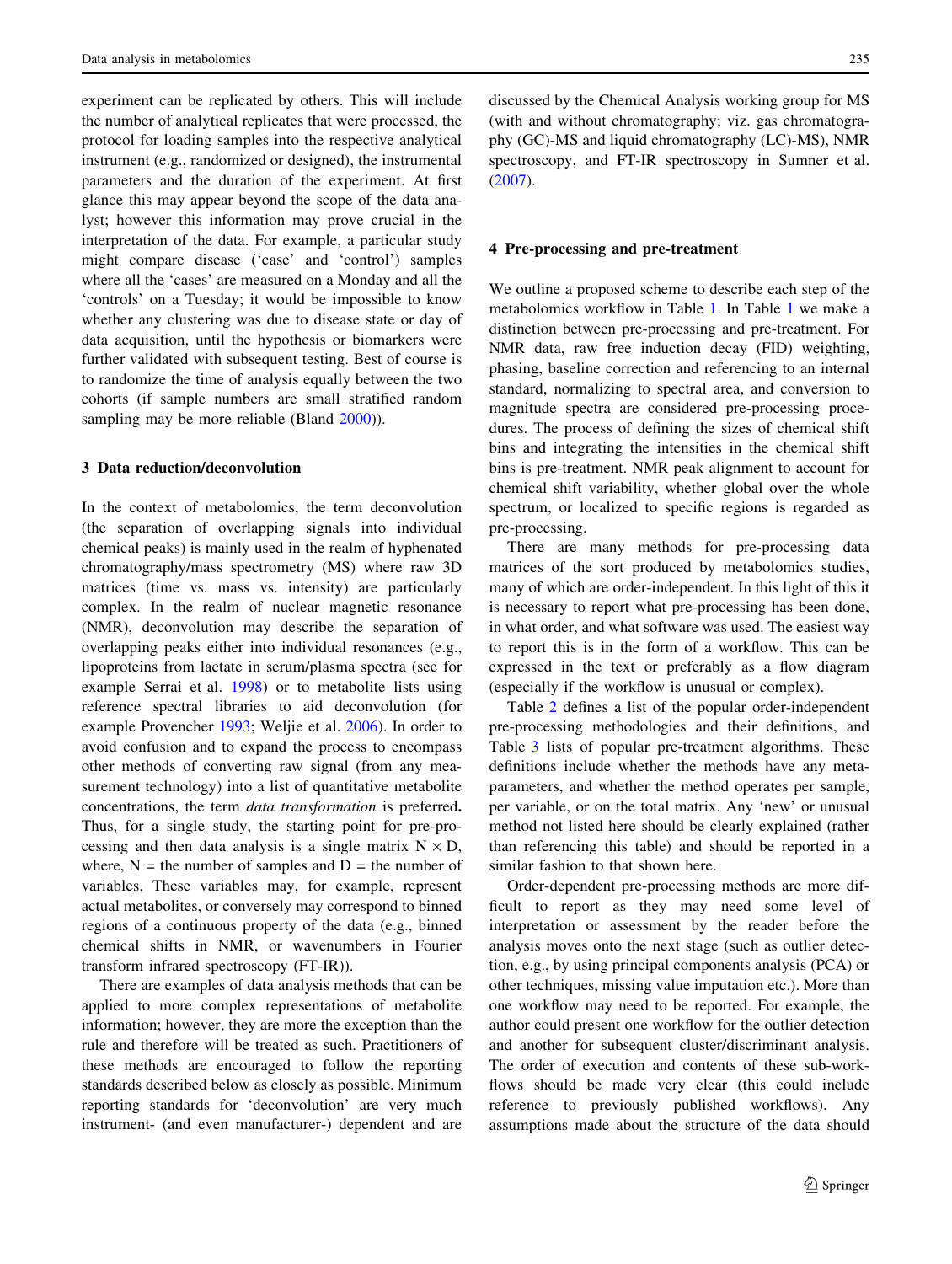experiment can be replicated by others. This will include the number of analytical replicates that were processed, the protocol for loading samples into the respective analytical instrument (e.g., randomized or designed), the instrumental parameters and the duration of the experiment. At first glance this may appear beyond the scope of the data analyst; however this information may prove crucial in the interpretation of the data. For example, a particular study might compare disease ('case' and 'control') samples where all the 'cases' are measured on a Monday and all the 'controls' on a Tuesday; it would be impossible to know whether any clustering was due to disease state or day of data acquisition, until the hypothesis or biomarkers were further validated with subsequent testing. Best of course is to randomize the time of analysis equally between the two cohorts (if sample numbers are small stratified random sampling may be more reliable (Bland 2000)).

## 3 Data reduction/deconvolution

In the context of metabolomics, the term deconvolution (the separation of overlapping signals into individual chemical peaks) is mainly used in the realm of hyphenated chromatography/mass spectrometry (MS) where raw 3D matrices (time vs. mass vs. intensity) are particularly complex. In the realm of nuclear magnetic resonance (NMR), deconvolution may describe the separation of overlapping peaks either into individual resonances (e.g., lipoproteins from lactate in serum/plasma spectra (see for example Serrai et al. 1998) or to metabolite lists using reference spectral libraries to aid deconvolution (for example Provencher 1993; Weljie et al. 2006). In order to avoid confusion and to expand the process to encompass other methods of converting raw signal (from any measurement technology) into a list of quantitative metabolite concentrations, the term *data transformation* is preferred**.** Thus, for a single study, the starting point for pre-processing and then data analysis is a single matrix $N \times D$, where, N = the number of samples and D = the number of variables. These variables may, for example, represent actual metabolites, or conversely may correspond to binned regions of a continuous property of the data (e.g., binned chemical shifts in NMR, or wavenumbers in Fourier transform infrared spectroscopy (FT-IR)).

There are examples of data analysis methods that can be applied to more complex representations of metabolite information; however, they are more the exception than the rule and therefore will be treated as such. Practitioners of these methods are encouraged to follow the reporting standards described below as closely as possible. Minimum reporting standards for 'deconvolution' are very much instrument- (and even manufacturer-) dependent and are discussed by the Chemical Analysis working group for MS (with and without chromatography; viz. gas chromatography (GC)-MS and liquid chromatography (LC)-MS), NMR spectroscopy, and FT-IR spectroscopy in Sumner et al. (2007).

## 4 Pre-processing and pre-treatment

We outline a proposed scheme to describe each step of the metabolomics workflow in Table 1. In Table 1 we make a distinction between pre-processing and pre-treatment. For NMR data, raw free induction decay (FID) weighting, phasing, baseline correction and referencing to an internal standard, normalizing to spectral area, and conversion to magnitude spectra are considered pre-processing procedures. The process of defining the sizes of chemical shift bins and integrating the intensities in the chemical shift bins is pre-treatment. NMR peak alignment to account for chemical shift variability, whether global over the whole spectrum, or localized to specific regions is regarded as pre-processing.

There are many methods for pre-processing data matrices of the sort produced by metabolomics studies, many of which are order-independent. In this light of this it is necessary to report what pre-processing has been done, in what order, and what software was used. The easiest way to report this is in the form of a workflow. This can be expressed in the text or preferably as a flow diagram (especially if the workflow is unusual or complex).

Table 2 defines a list of the popular order-independent pre-processing methodologies and their definitions, and Table 3 lists of popular pre-treatment algorithms. These definitions include whether the methods have any meta-parameters, and whether the method operates per sample, per variable, or on the total matrix. Any 'new' or unusual method not listed here should be clearly explained (rather than referencing this table) and should be reported in a similar fashion to that shown here.

Order-dependent pre-processing methods are more difficult to report as they may need some level of interpretation or assessment by the reader before the analysis moves onto the next stage (such as outlier detection, e.g., by using principal components analysis (PCA) or other techniques, missing value imputation etc.). More than one workflow may need to be reported. For example, the author could present one workflow for the outlier detection and another for subsequent cluster/discriminant analysis. The order of execution and contents of these sub-workflows should be made very clear (this could include reference to previously published workflows). Any assumptions made about the structure of the data should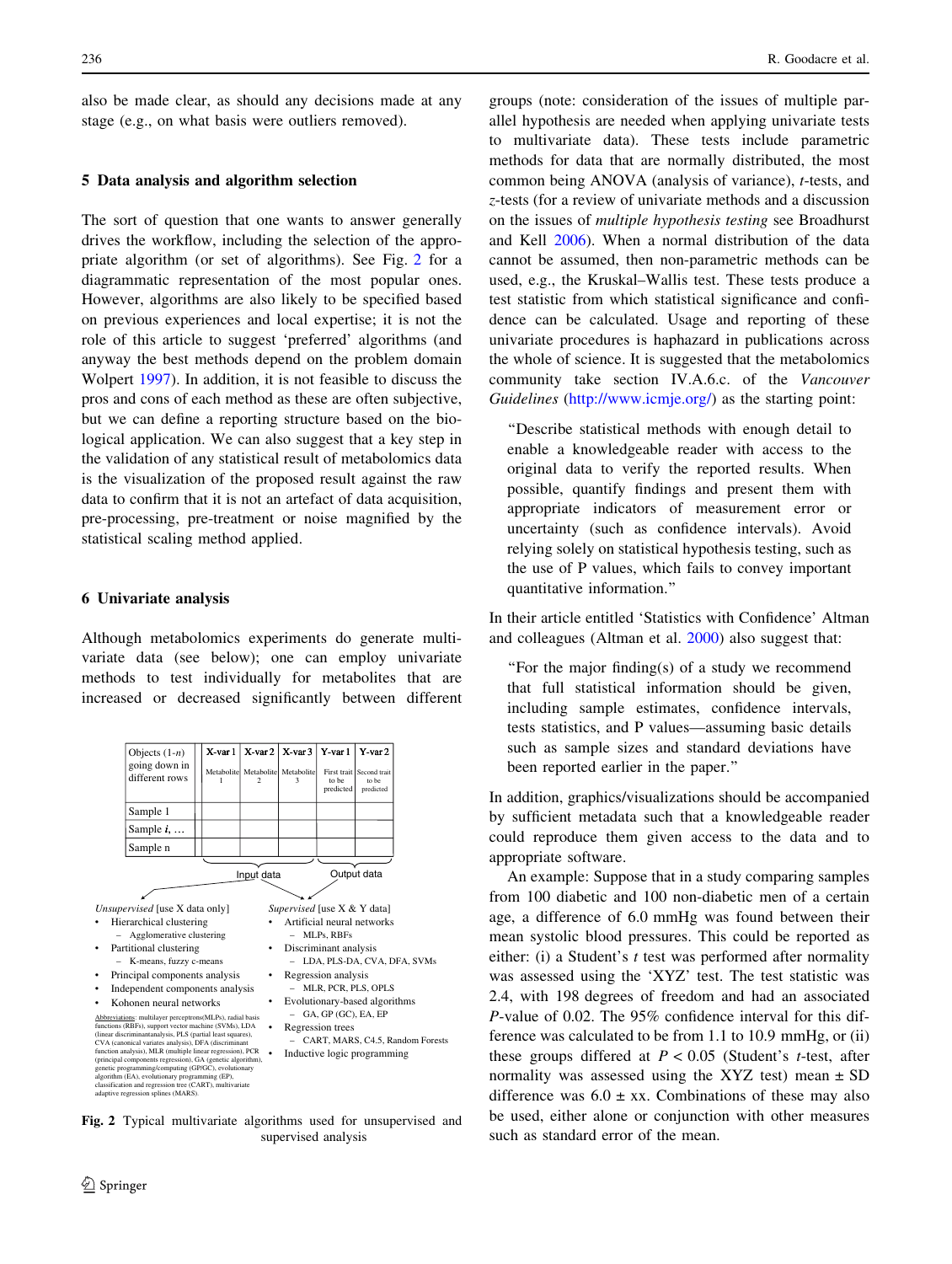also be made clear, as should any decisions made at any stage (e.g., on what basis were outliers removed).

## 5 Data analysis and algorithm selection

The sort of question that one wants to answer generally drives the workflow, including the selection of the appropriate algorithm (or set of algorithms). See Fig. 2 for a diagrammatic representation of the most popular ones. However, algorithms are also likely to be specified based on previous experiences and local expertise; it is not the role of this article to suggest 'preferred' algorithms (and anyway the best methods depend on the problem domain Wolpert 1997). In addition, it is not feasible to discuss the pros and cons of each method as these are often subjective, but we can define a reporting structure based on the biological application. We can also suggest that a key step in the validation of any statistical result of metabolomics data is the visualization of the proposed result against the raw data to confirm that it is not an artefact of data acquisition, pre-processing, pre-treatment or noise magnified by the statistical scaling method applied.

## 6 Univariate analysis

Although metabolomics experiments do generate multivariate data (see below); one can employ univariate methods to test individually for metabolites that are increased or decreased significantly between different groups (note: consideration of the issues of multiple parallel hypothesis are needed when applying univariate tests to multivariate data). These tests include parametric methods for data that are normally distributed, the most common being ANOVA (analysis of variance), *t*-tests, and *z*-tests (for a review of univariate methods and a discussion on the issues of *multiple hypothesis testing* see Broadhurst and Kell 2006). When a normal distribution of the data cannot be assumed, then non-parametric methods can be used, e.g., the Kruskal–Wallis test. These tests produce a test statistic from which statistical significance and confidence can be calculated. Usage and reporting of these univariate procedures is haphazard in publications across the whole of science. It is suggested that the metabolomics community take section IV.A.6.c. of the *Vancouver Guidelines* (http://www.icmje.org/) as the starting point:

> "Describe statistical methods with enough detail to enable a knowledgeable reader with access to the original data to verify the reported results. When possible, quantify findings and present them with appropriate indicators of measurement error or uncertainty (such as confidence intervals). Avoid relying solely on statistical hypothesis testing, such as the use of P values, which fails to convey important quantitative information."

In their article entitled 'Statistics with Confidence' Altman and colleagues (Altman et al. 2000) also suggest that:

> "For the major finding(s) of a study we recommend that full statistical information should be given, including sample estimates, confidence intervals, tests statistics, and P values—assuming basic details such as sample sizes and standard deviations have been reported earlier in the paper."

In addition, graphics/visualizations should be accompanied by sufficient metadata such that a knowledgeable reader could reproduce them given access to the data and to appropriate software.

An example: Suppose that in a study comparing samples from 100 diabetic and 100 non-diabetic men of a certain age, a difference of 6.0 mmHg was found between their mean systolic blood pressures. This could be reported as either: (i) a Student's *t* test was performed after normality was assessed using the 'XYZ' test. The test statistic was 2.4, with 198 degrees of freedom and had an associated *P*-value of 0.02. The 95% confidence interval for this difference was calculated to be from 1.1 to 10.9 mmHg, or (ii) these groups differed at $P < 0.05$ (Student's *t*-test, after normality was assessed using the XYZ test) mean ± SD difference was 6.0 ± xx. Combinations of these may also be used, either alone or conjunction with other measures such as standard error of the mean.

| Objects (1-*n*) going down in different rows | X-var 1 | X-var 2 | X-var 3 | Y-var 1 | Y-var 2 |
|---|---|---|---|---|---|
| | Metabolite 1 | Metabolite 2 | Metabolite 3 | First trait to be predicted | Second trait to be predicted |
| Sample 1 | | | | | |
| Sample *i*, … | | | | | |
| Sample n | | | | | |
| | Input data | | | Output data | |

*Unsupervised* [use X data only]
- Hierarchical clustering
  - Agglomerative clustering
- Partitional clustering
  - K-means, fuzzy c-means
- Principal components analysis
- Independent components analysis
- Kohonen neural networks

*Supervised* [use X & Y data]
- Artificial neural networks
  - MLPs, RBFs
- Discriminant analysis
  - LDA, PLS-DA, CVA, DFA, SVMs
- Regression analysis
  - MLR, PCR, PLS, OPLS
- Evolutionary-based algorithms
  - GA, GP (GC), EA, EP
- Regression trees
  - CART, MARS, C4.5, Random Forests
- Inductive logic programming

Abbreviations: multilayer perceptrons(MLPs), radial basis functions (RBFs), support vector machine (SVMs), LDA (linear discriminantanalysis), PLS (partial least squares), CVA (canonical variates analysis), DFA (discriminant function analysis), MLR (multiple linear regression), PCR (principal components regression), GA (genetic algorithm), genetic programming/computing (GP/GC), evolutionary algorithm (EA), evolutionary programming (EP), classification and regression tree (CART), multivariate adaptive regression splines (MARS).

**Fig. 2** Typical multivariate algorithms used for unsupervised and supervised analysis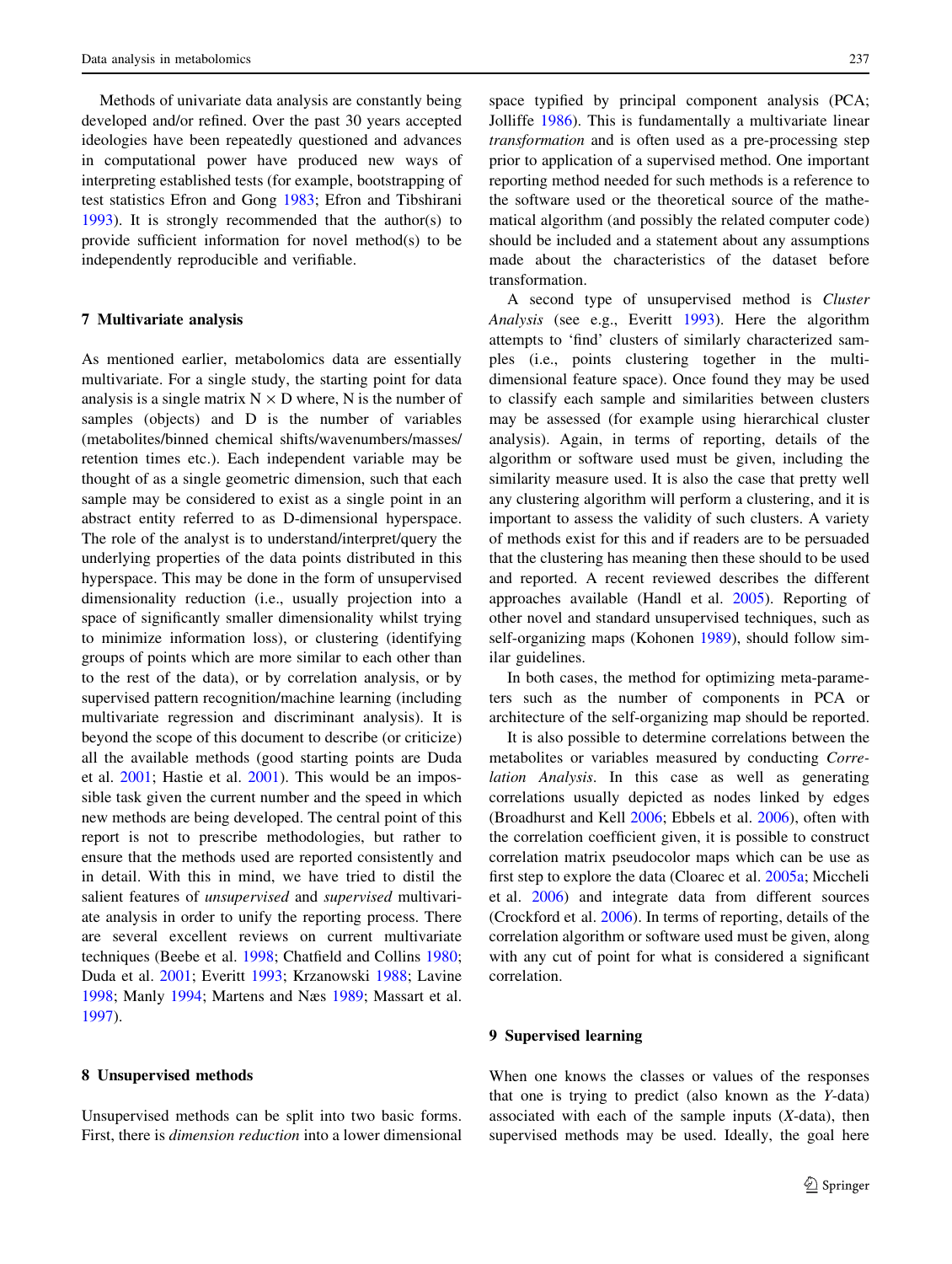Methods of univariate data analysis are constantly being developed and/or refined. Over the past 30 years accepted ideologies have been repeatedly questioned and advances in computational power have produced new ways of interpreting established tests (for example, bootstrapping of test statistics Efron and Gong 1983; Efron and Tibshirani 1993). It is strongly recommended that the author(s) to provide sufficient information for novel method(s) to be independently reproducible and verifiable.

## 7 Multivariate analysis

As mentioned earlier, metabolomics data are essentially multivariate. For a single study, the starting point for data analysis is a single matrix N × D where, N is the number of samples (objects) and D is the number of variables (metabolites/binned chemical shifts/wavenumbers/masses/retention times etc.). Each independent variable may be thought of as a single geometric dimension, such that each sample may be considered to exist as a single point in an abstract entity referred to as D-dimensional hyperspace. The role of the analyst is to understand/interpret/query the underlying properties of the data points distributed in this hyperspace. This may be done in the form of unsupervised dimensionality reduction (i.e., usually projection into a space of significantly smaller dimensionality whilst trying to minimize information loss), or clustering (identifying groups of points which are more similar to each other than to the rest of the data), or by correlation analysis, or by supervised pattern recognition/machine learning (including multivariate regression and discriminant analysis). It is beyond the scope of this document to describe (or criticize) all the available methods (good starting points are Duda et al. 2001; Hastie et al. 2001). This would be an impossible task given the current number and the speed in which new methods are being developed. The central point of this report is not to prescribe methodologies, but rather to ensure that the methods used are reported consistently and in detail. With this in mind, we have tried to distil the salient features of *unsupervised* and *supervised* multivariate analysis in order to unify the reporting process. There are several excellent reviews on current multivariate techniques (Beebe et al. 1998; Chatfield and Collins 1980; Duda et al. 2001; Everitt 1993; Krzanowski 1988; Lavine 1998; Manly 1994; Martens and Næs 1989; Massart et al. 1997).

## 8 Unsupervised methods

Unsupervised methods can be split into two basic forms. First, there is *dimension reduction* into a lower dimensional space typified by principal component analysis (PCA; Jolliffe 1986). This is fundamentally a multivariate linear *transformation* and is often used as a pre-processing step prior to application of a supervised method. One important reporting method needed for such methods is a reference to the software used or the theoretical source of the mathematical algorithm (and possibly the related computer code) should be included and a statement about any assumptions made about the characteristics of the dataset before transformation.

A second type of unsupervised method is *Cluster Analysis* (see e.g., Everitt 1993). Here the algorithm attempts to 'find' clusters of similarly characterized samples (i.e., points clustering together in the multidimensional feature space). Once found they may be used to classify each sample and similarities between clusters may be assessed (for example using hierarchical cluster analysis). Again, in terms of reporting, details of the algorithm or software used must be given, including the similarity measure used. It is also the case that pretty well any clustering algorithm will perform a clustering, and it is important to assess the validity of such clusters. A variety of methods exist for this and if readers are to be persuaded that the clustering has meaning then these should to be used and reported. A recent reviewed describes the different approaches available (Handl et al. 2005). Reporting of other novel and standard unsupervised techniques, such as self-organizing maps (Kohonen 1989), should follow similar guidelines.

In both cases, the method for optimizing meta-parameters such as the number of components in PCA or architecture of the self-organizing map should be reported.

It is also possible to determine correlations between the metabolites or variables measured by conducting *Correlation Analysis*. In this case as well as generating correlations usually depicted as nodes linked by edges (Broadhurst and Kell 2006; Ebbels et al. 2006), often with the correlation coefficient given, it is possible to construct correlation matrix pseudocolor maps which can be use as first step to explore the data (Cloarec et al. 2005a; Miccheli et al. 2006) and integrate data from different sources (Crockford et al. 2006). In terms of reporting, details of the correlation algorithm or software used must be given, along with any cut of point for what is considered a significant correlation.

## 9 Supervised learning

When one knows the classes or values of the responses that one is trying to predict (also known as the *Y*-data) associated with each of the sample inputs (*X*-data), then supervised methods may be used. Ideally, the goal here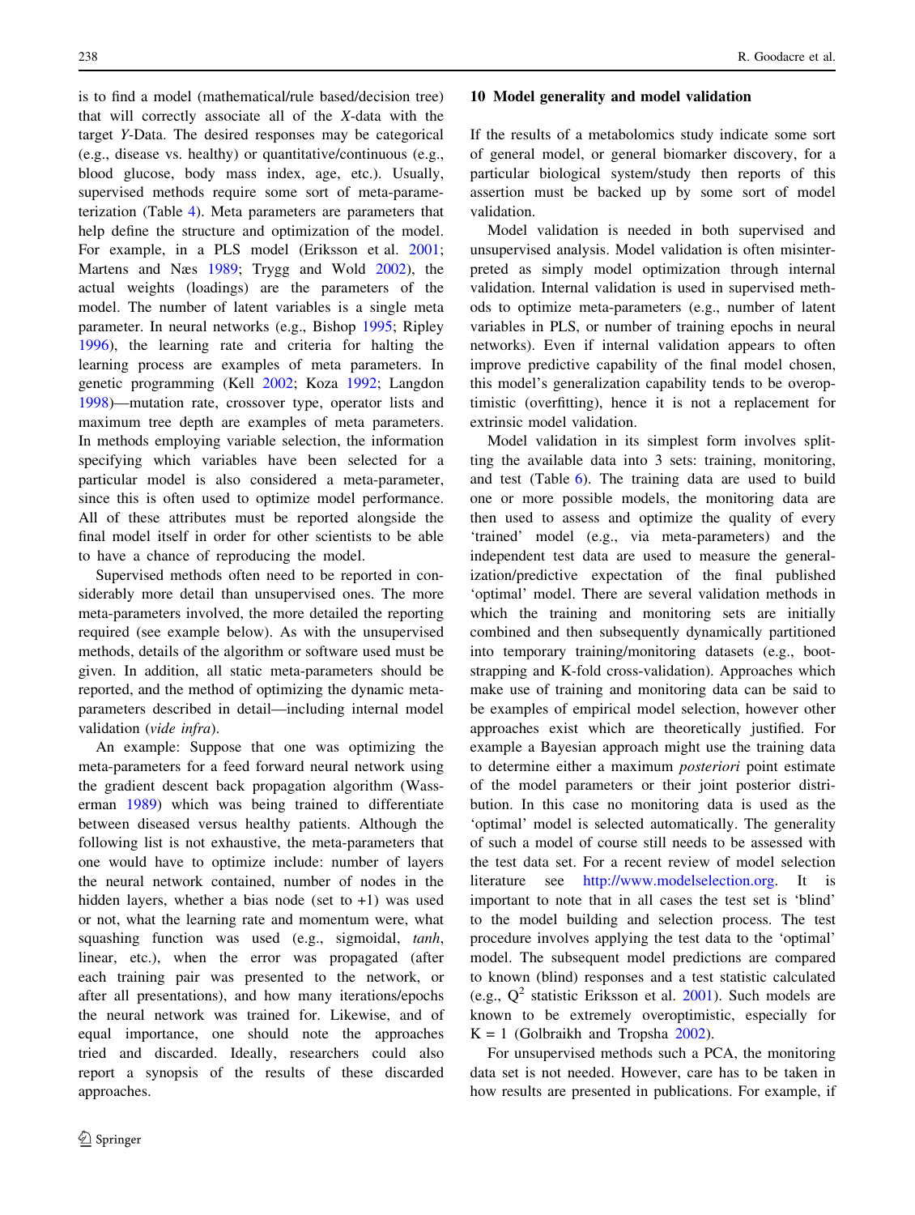is to find a model (mathematical/rule based/decision tree) that will correctly associate all of the *X*-data with the target *Y*-Data. The desired responses may be categorical (e.g., disease vs. healthy) or quantitative/continuous (e.g., blood glucose, body mass index, age, etc.). Usually, supervised methods require some sort of meta-parameterization (Table 4). Meta parameters are parameters that help define the structure and optimization of the model. For example, in a PLS model (Eriksson et al. 2001; Martens and Næs 1989; Trygg and Wold 2002), the actual weights (loadings) are the parameters of the model. The number of latent variables is a single meta parameter. In neural networks (e.g., Bishop 1995; Ripley 1996), the learning rate and criteria for halting the learning process are examples of meta parameters. In genetic programming (Kell 2002; Koza 1992; Langdon 1998)—mutation rate, crossover type, operator lists and maximum tree depth are examples of meta parameters. In methods employing variable selection, the information specifying which variables have been selected for a particular model is also considered a meta-parameter, since this is often used to optimize model performance. All of these attributes must be reported alongside the final model itself in order for other scientists to be able to have a chance of reproducing the model.

Supervised methods often need to be reported in considerably more detail than unsupervised ones. The more meta-parameters involved, the more detailed the reporting required (see example below). As with the unsupervised methods, details of the algorithm or software used must be given. In addition, all static meta-parameters should be reported, and the method of optimizing the dynamic meta-parameters described in detail—including internal model validation (*vide infra*).

An example: Suppose that one was optimizing the meta-parameters for a feed forward neural network using the gradient descent back propagation algorithm (Wasserman 1989) which was being trained to differentiate between diseased versus healthy patients. Although the following list is not exhaustive, the meta-parameters that one would have to optimize include: number of layers the neural network contained, number of nodes in the hidden layers, whether a bias node (set to +1) was used or not, what the learning rate and momentum were, what squashing function was used (e.g., sigmoidal, *tanh*, linear, etc.), when the error was propagated (after each training pair was presented to the network, or after all presentations), and how many iterations/epochs the neural network was trained for. Likewise, and of equal importance, one should note the approaches tried and discarded. Ideally, researchers could also report a synopsis of the results of these discarded approaches.

## 10 Model generality and model validation

If the results of a metabolomics study indicate some sort of general model, or general biomarker discovery, for a particular biological system/study then reports of this assertion must be backed up by some sort of model validation.

Model validation is needed in both supervised and unsupervised analysis. Model validation is often misinterpreted as simply model optimization through internal validation. Internal validation is used in supervised methods to optimize meta-parameters (e.g., number of latent variables in PLS, or number of training epochs in neural networks). Even if internal validation appears to often improve predictive capability of the final model chosen, this model's generalization capability tends to be overoptimistic (overfitting), hence it is not a replacement for extrinsic model validation.

Model validation in its simplest form involves splitting the available data into 3 sets: training, monitoring, and test (Table 6). The training data are used to build one or more possible models, the monitoring data are then used to assess and optimize the quality of every 'trained' model (e.g., via meta-parameters) and the independent test data are used to measure the generalization/predictive expectation of the final published 'optimal' model. There are several validation methods in which the training and monitoring sets are initially combined and then subsequently dynamically partitioned into temporary training/monitoring datasets (e.g., bootstrapping and K-fold cross-validation). Approaches which make use of training and monitoring data can be said to be examples of empirical model selection, however other approaches exist which are theoretically justified. For example a Bayesian approach might use the training data to determine either a maximum *posteriori* point estimate of the model parameters or their joint posterior distribution. In this case no monitoring data is used as the 'optimal' model is selected automatically. The generality of such a model of course still needs to be assessed with the test data set. For a recent review of model selection literature see http://www.modelselection.org. It is important to note that in all cases the test set is 'blind' to the model building and selection process. The test procedure involves applying the test data to the 'optimal' model. The subsequent model predictions are compared to known (blind) responses and a test statistic calculated (e.g., $Q^2$ statistic Eriksson et al. 2001). Such models are known to be extremely overoptimistic, especially for $K = 1$ (Golbraikh and Tropsha 2002).

For unsupervised methods such a PCA, the monitoring data set is not needed. However, care has to be taken in how results are presented in publications. For example, if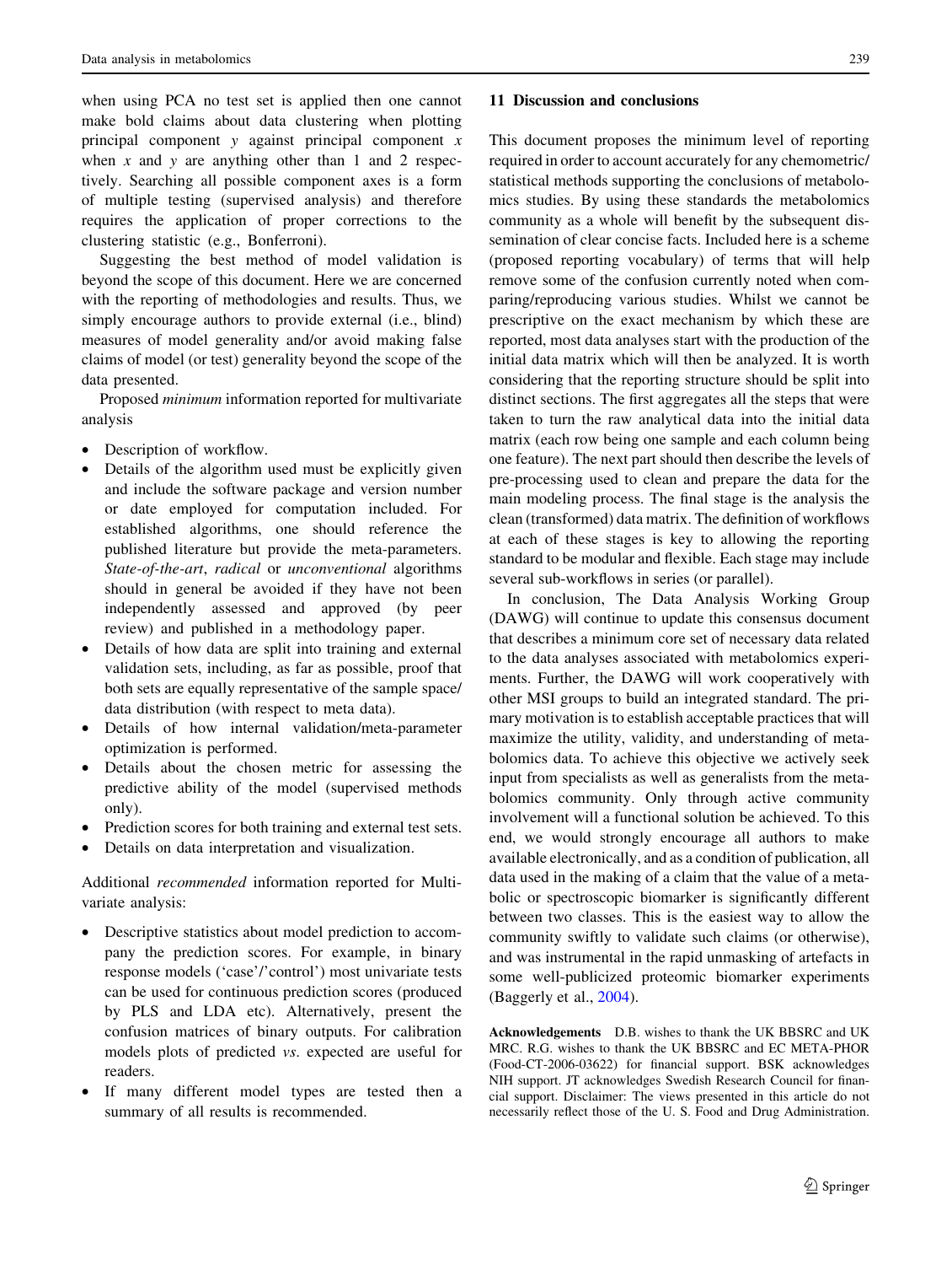when using PCA no test set is applied then one cannot make bold claims about data clustering when plotting principal component $y$ against principal component $x$ when $x$ and $y$ are anything other than 1 and 2 respectively. Searching all possible component axes is a form of multiple testing (supervised analysis) and therefore requires the application of proper corrections to the clustering statistic (e.g., Bonferroni).

Suggesting the best method of model validation is beyond the scope of this document. Here we are concerned with the reporting of methodologies and results. Thus, we simply encourage authors to provide external (i.e., blind) measures of model generality and/or avoid making false claims of model (or test) generality beyond the scope of the data presented.

Proposed *minimum* information reported for multivariate analysis

- Description of workflow.
- Details of the algorithm used must be explicitly given and include the software package and version number or date employed for computation included. For established algorithms, one should reference the published literature but provide the meta-parameters. *State-of-the-art*, *radical* or *unconventional* algorithms should in general be avoided if they have not been independently assessed and approved (by peer review) and published in a methodology paper.
- Details of how data are split into training and external validation sets, including, as far as possible, proof that both sets are equally representative of the sample space/data distribution (with respect to meta data).
- Details of how internal validation/meta-parameter optimization is performed.
- Details about the chosen metric for assessing the predictive ability of the model (supervised methods only).
- Prediction scores for both training and external test sets.
- Details on data interpretation and visualization.

Additional *recommended* information reported for Multivariate analysis:

- Descriptive statistics about model prediction to accompany the prediction scores. For example, in binary response models ('case'/'control') most univariate tests can be used for continuous prediction scores (produced by PLS and LDA etc). Alternatively, present the confusion matrices of binary outputs. For calibration models plots of predicted *vs*. expected are useful for readers.
- If many different model types are tested then a summary of all results is recommended.

## 11 Discussion and conclusions

This document proposes the minimum level of reporting required in order to account accurately for any chemometric/statistical methods supporting the conclusions of metabolomics studies. By using these standards the metabolomics community as a whole will benefit by the subsequent dissemination of clear concise facts. Included here is a scheme (proposed reporting vocabulary) of terms that will help remove some of the confusion currently noted when comparing/reproducing various studies. Whilst we cannot be prescriptive on the exact mechanism by which these are reported, most data analyses start with the production of the initial data matrix which will then be analyzed. It is worth considering that the reporting structure should be split into distinct sections. The first aggregates all the steps that were taken to turn the raw analytical data into the initial data matrix (each row being one sample and each column being one feature). The next part should then describe the levels of pre-processing used to clean and prepare the data for the main modeling process. The final stage is the analysis the clean (transformed) data matrix. The definition of workflows at each of these stages is key to allowing the reporting standard to be modular and flexible. Each stage may include several sub-workflows in series (or parallel).

In conclusion, The Data Analysis Working Group (DAWG) will continue to update this consensus document that describes a minimum core set of necessary data related to the data analyses associated with metabolomics experiments. Further, the DAWG will work cooperatively with other MSI groups to build an integrated standard. The primary motivation is to establish acceptable practices that will maximize the utility, validity, and understanding of metabolomics data. To achieve this objective we actively seek input from specialists as well as generalists from the metabolomics community. Only through active community involvement will a functional solution be achieved. To this end, we would strongly encourage all authors to make available electronically, and as a condition of publication, all data used in the making of a claim that the value of a metabolic or spectroscopic biomarker is significantly different between two classes. This is the easiest way to allow the community swiftly to validate such claims (or otherwise), and was instrumental in the rapid unmasking of artefacts in some well-publicized proteomic biomarker experiments (Baggerly et al., 2004).

**Acknowledgements** D.B. wishes to thank the UK BBSRC and UK MRC. R.G. wishes to thank the UK BBSRC and EC META-PHOR (Food-CT-2006-03622) for financial support. BSK acknowledges NIH support. JT acknowledges Swedish Research Council for financial support. Disclaimer: The views presented in this article do not necessarily reflect those of the U. S. Food and Drug Administration.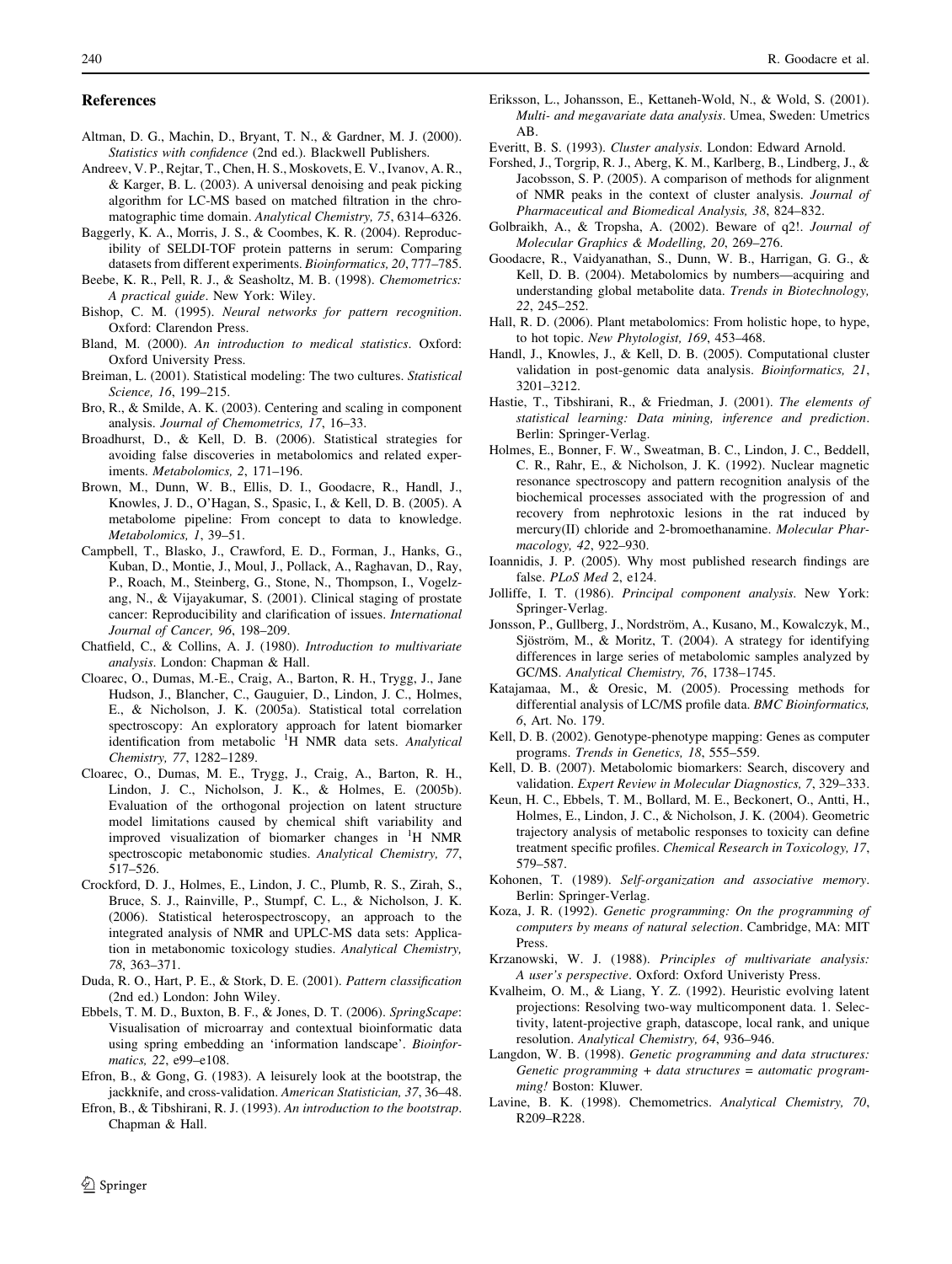## References

Altman, D. G., Machin, D., Bryant, T. N., & Gardner, M. J. (2000). *Statistics with confidence* (2nd ed.). Blackwell Publishers.

Andreev, V. P., Rejtar, T., Chen, H. S., Moskovets, E. V., Ivanov, A. R., & Karger, B. L. (2003). A universal denoising and peak picking algorithm for LC-MS based on matched filtration in the chromatographic time domain. *Analytical Chemistry, 75*, 6314–6326.

Baggerly, K. A., Morris, J. S., & Coombes, K. R. (2004). Reproducibility of SELDI-TOF protein patterns in serum: Comparing datasets from different experiments. *Bioinformatics, 20*, 777–785.

Beebe, K. R., Pell, R. J., & Seasholtz, M. B. (1998). *Chemometrics: A practical guide*. New York: Wiley.

Bishop, C. M. (1995). *Neural networks for pattern recognition*. Oxford: Clarendon Press.

Bland, M. (2000). *An introduction to medical statistics*. Oxford: Oxford University Press.

Breiman, L. (2001). Statistical modeling: The two cultures. *Statistical Science, 16*, 199–215.

Bro, R., & Smilde, A. K. (2003). Centering and scaling in component analysis. *Journal of Chemometrics, 17*, 16–33.

Broadhurst, D., & Kell, D. B. (2006). Statistical strategies for avoiding false discoveries in metabolomics and related experiments. *Metabolomics, 2*, 171–196.

Brown, M., Dunn, W. B., Ellis, D. I., Goodacre, R., Handl, J., Knowles, J. D., O'Hagan, S., Spasic, I., & Kell, D. B. (2005). A metabolome pipeline: From concept to data to knowledge. *Metabolomics, 1*, 39–51.

Campbell, T., Blasko, J., Crawford, E. D., Forman, J., Hanks, G., Kuban, D., Montie, J., Moul, J., Pollack, A., Raghavan, D., Ray, P., Roach, M., Steinberg, G., Stone, N., Thompson, I., Vogelzang, N., & Vijayakumar, S. (2001). Clinical staging of prostate cancer: Reproducibility and clarification of issues. *International Journal of Cancer, 96*, 198–209.

Chatfield, C., & Collins, A. J. (1980). *Introduction to multivariate analysis*. London: Chapman & Hall.

Cloarec, O., Dumas, M.-E., Craig, A., Barton, R. H., Trygg, J., Jane Hudson, J., Blancher, C., Gauguier, D., Lindon, J. C., Holmes, E., & Nicholson, J. K. (2005a). Statistical total correlation spectroscopy: An exploratory approach for latent biomarker identification from metabolic $^1$H NMR data sets. *Analytical Chemistry, 77*, 1282–1289.

Cloarec, O., Dumas, M. E., Trygg, J., Craig, A., Barton, R. H., Lindon, J. C., Nicholson, J. K., & Holmes, E. (2005b). Evaluation of the orthogonal projection on latent structure model limitations caused by chemical shift variability and improved visualization of biomarker changes in $^1$H NMR spectroscopic metabonomic studies. *Analytical Chemistry, 77*, 517–526.

Crockford, D. J., Holmes, E., Lindon, J. C., Plumb, R. S., Zirah, S., Bruce, S. J., Rainville, P., Stumpf, C. L., & Nicholson, J. K. (2006). Statistical heterospectroscopy, an approach to the integrated analysis of NMR and UPLC-MS data sets: Application in metabonomic toxicology studies. *Analytical Chemistry, 78*, 363–371.

Duda, R. O., Hart, P. E., & Stork, D. E. (2001). *Pattern classification* (2nd ed.) London: John Wiley.

Ebbels, T. M. D., Buxton, B. F., & Jones, D. T. (2006). *SpringScape*: Visualisation of microarray and contextual bioinformatic data using spring embedding an 'information landscape'. *Bioinformatics, 22*, e99–e108.

Efron, B., & Gong, G. (1983). A leisurely look at the bootstrap, the jackknife, and cross-validation. *American Statistician, 37*, 36–48.

Efron, B., & Tibshirani, R. J. (1993). *An introduction to the bootstrap*. Chapman & Hall.

Eriksson, L., Johansson, E., Kettaneh-Wold, N., & Wold, S. (2001). *Multi- and megavariate data analysis*. Umea, Sweden: Umetrics AB.

Everitt, B. S. (1993). *Cluster analysis*. London: Edward Arnold.

Forshed, J., Torgrip, R. J., Aberg, K. M., Karlberg, B., Lindberg, J., & Jacobsson, S. P. (2005). A comparison of methods for alignment of NMR peaks in the context of cluster analysis. *Journal of Pharmaceutical and Biomedical Analysis, 38*, 824–832.

Golbraikh, A., & Tropsha, A. (2002). Beware of q2!. *Journal of Molecular Graphics & Modelling, 20*, 269–276.

Goodacre, R., Vaidyanathan, S., Dunn, W. B., Harrigan, G. G., & Kell, D. B. (2004). Metabolomics by numbers—acquiring and understanding global metabolite data. *Trends in Biotechnology, 22*, 245–252.

Hall, R. D. (2006). Plant metabolomics: From holistic hope, to hype, to hot topic. *New Phytologist, 169*, 453–468.

Handl, J., Knowles, J., & Kell, D. B. (2005). Computational cluster validation in post-genomic data analysis. *Bioinformatics, 21*, 3201–3212.

Hastie, T., Tibshirani, R., & Friedman, J. (2001). *The elements of statistical learning: Data mining, inference and prediction*. Berlin: Springer-Verlag.

Holmes, E., Bonner, F. W., Sweatman, B. C., Lindon, J. C., Beddell, C. R., Rahr, E., & Nicholson, J. K. (1992). Nuclear magnetic resonance spectroscopy and pattern recognition analysis of the biochemical processes associated with the progression of and recovery from nephrotoxic lesions in the rat induced by mercury(II) chloride and 2-bromoethanamine. *Molecular Pharmacology, 42*, 922–930.

Ioannidis, J. P. (2005). Why most published research findings are false. *PLoS Med* 2, e124.

Jolliffe, I. T. (1986). *Principal component analysis*. New York: Springer-Verlag.

Jonsson, P., Gullberg, J., Nordström, A., Kusano, M., Kowalczyk, M., Sjöström, M., & Moritz, T. (2004). A strategy for identifying differences in large series of metabolomic samples analyzed by GC/MS. *Analytical Chemistry, 76*, 1738–1745.

Katajamaa, M., & Oresic, M. (2005). Processing methods for differential analysis of LC/MS profile data. *BMC Bioinformatics, 6*, Art. No. 179.

Kell, D. B. (2002). Genotype-phenotype mapping: Genes as computer programs. *Trends in Genetics, 18*, 555–559.

Kell, D. B. (2007). Metabolomic biomarkers: Search, discovery and validation. *Expert Review in Molecular Diagnostics, 7*, 329–333.

Keun, H. C., Ebbels, T. M., Bollard, M. E., Beckonert, O., Antti, H., Holmes, E., Lindon, J. C., & Nicholson, J. K. (2004). Geometric trajectory analysis of metabolic responses to toxicity can define treatment specific profiles. *Chemical Research in Toxicology, 17*, 579–587.

Kohonen, T. (1989). *Self-organization and associative memory*. Berlin: Springer-Verlag.

Koza, J. R. (1992). *Genetic programming: On the programming of computers by means of natural selection*. Cambridge, MA: MIT Press.

Krzanowski, W. J. (1988). *Principles of multivariate analysis: A user's perspective*. Oxford: Oxford Univeristy Press.

Kvalheim, O. M., & Liang, Y. Z. (1992). Heuristic evolving latent projections: Resolving two-way multicomponent data. 1. Selectivity, latent-projective graph, datascope, local rank, and unique resolution. *Analytical Chemistry, 64*, 936–946.

Langdon, W. B. (1998). *Genetic programming and data structures: Genetic programming + data structures = automatic programming!* Boston: Kluwer.

Lavine, B. K. (1998). Chemometrics. *Analytical Chemistry, 70*, R209–R228.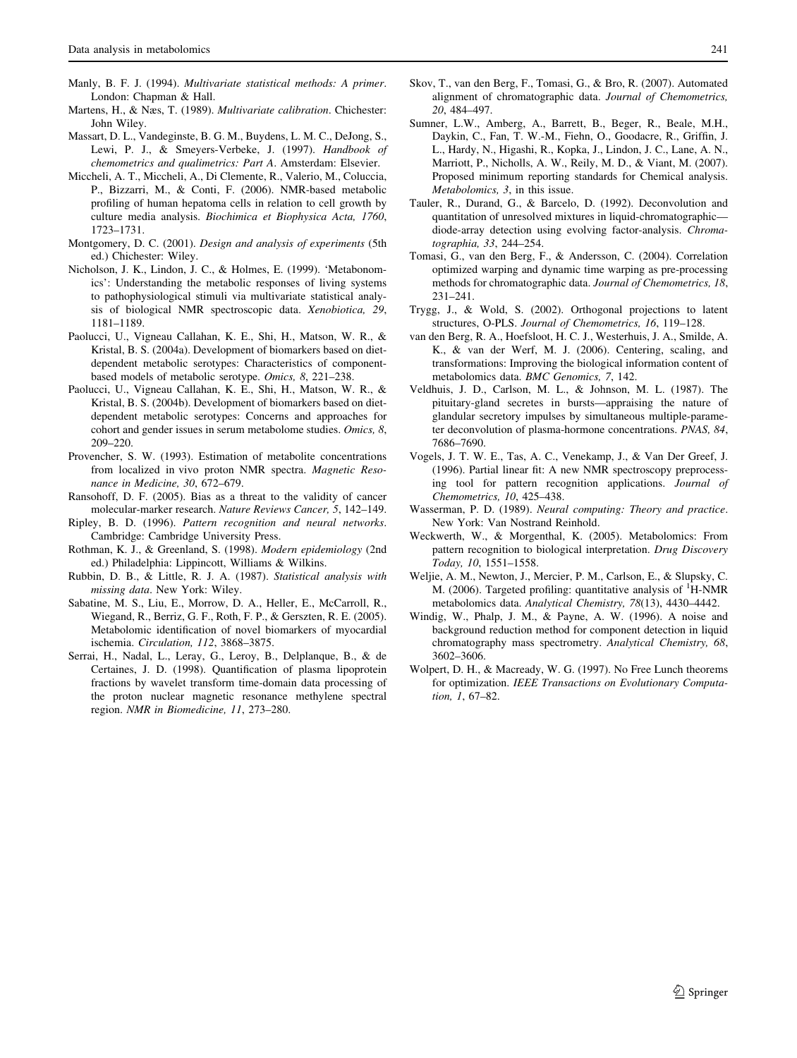Manly, B. F. J. (1994). *Multivariate statistical methods: A primer*. London: Chapman & Hall.

Martens, H., & Næs, T. (1989). *Multivariate calibration*. Chichester: John Wiley.

Massart, D. L., Vandeginste, B. G. M., Buydens, L. M. C., DeJong, S., Lewi, P. J., & Smeyers-Verbeke, J. (1997). *Handbook of chemometrics and qualimetrics: Part A*. Amsterdam: Elsevier.

Miccheli, A. T., Miccheli, A., Di Clemente, R., Valerio, M., Coluccia, P., Bizzarri, M., & Conti, F. (2006). NMR-based metabolic profiling of human hepatoma cells in relation to cell growth by culture media analysis. *Biochimica et Biophysica Acta, 1760*, 1723–1731.

Montgomery, D. C. (2001). *Design and analysis of experiments* (5th ed.) Chichester: Wiley.

Nicholson, J. K., Lindon, J. C., & Holmes, E. (1999). 'Metabonomics': Understanding the metabolic responses of living systems to pathophysiological stimuli via multivariate statistical analysis of biological NMR spectroscopic data. *Xenobiotica, 29*, 1181–1189.

Paolucci, U., Vigneau Callahan, K. E., Shi, H., Matson, W. R., & Kristal, B. S. (2004a). Development of biomarkers based on diet-dependent metabolic serotypes: Characteristics of component-based models of metabolic serotype. *Omics, 8*, 221–238.

Paolucci, U., Vigneau Callahan, K. E., Shi, H., Matson, W. R., & Kristal, B. S. (2004b). Development of biomarkers based on diet-dependent metabolic serotypes: Concerns and approaches for cohort and gender issues in serum metabolome studies. *Omics, 8*, 209–220.

Provencher, S. W. (1993). Estimation of metabolite concentrations from localized in vivo proton NMR spectra. *Magnetic Resonance in Medicine, 30*, 672–679.

Ransohoff, D. F. (2005). Bias as a threat to the validity of cancer molecular-marker research. *Nature Reviews Cancer, 5*, 142–149.

Ripley, B. D. (1996). *Pattern recognition and neural networks*. Cambridge: Cambridge University Press.

Rothman, K. J., & Greenland, S. (1998). *Modern epidemiology* (2nd ed.) Philadelphia: Lippincott, Williams & Wilkins.

Rubbin, D. B., & Little, R. J. A. (1987). *Statistical analysis with missing data*. New York: Wiley.

Sabatine, M. S., Liu, E., Morrow, D. A., Heller, E., McCarroll, R., Wiegand, R., Berriz, G. F., Roth, F. P., & Gerszten, R. E. (2005). Metabolomic identification of novel biomarkers of myocardial ischemia. *Circulation, 112*, 3868–3875.

Serrai, H., Nadal, L., Leray, G., Leroy, B., Delplanque, B., & de Certaines, J. D. (1998). Quantification of plasma lipoprotein fractions by wavelet transform time-domain data processing of the proton nuclear magnetic resonance methylene spectral region. *NMR in Biomedicine, 11*, 273–280.

Skov, T., van den Berg, F., Tomasi, G., & Bro, R. (2007). Automated alignment of chromatographic data. *Journal of Chemometrics, 20*, 484–497.

Sumner, L.W., Amberg, A., Barrett, B., Beger, R., Beale, M.H., Daykin, C., Fan, T. W.-M., Fiehn, O., Goodacre, R., Griffin, J. L., Hardy, N., Higashi, R., Kopka, J., Lindon, J. C., Lane, A. N., Marriott, P., Nicholls, A. W., Reily, M. D., & Viant, M. (2007). Proposed minimum reporting standards for Chemical analysis. *Metabolomics, 3*, in this issue.

Tauler, R., Durand, G., & Barcelo, D. (1992). Deconvolution and quantitation of unresolved mixtures in liquid-chromatographic—diode-array detection using evolving factor-analysis. *Chromatographia, 33*, 244–254.

Tomasi, G., van den Berg, F., & Andersson, C. (2004). Correlation optimized warping and dynamic time warping as pre-processing methods for chromatographic data. *Journal of Chemometrics, 18*, 231–241.

Trygg, J., & Wold, S. (2002). Orthogonal projections to latent structures, O-PLS. *Journal of Chemometrics, 16*, 119–128.

van den Berg, R. A., Hoefsloot, H. C. J., Westerhuis, J. A., Smilde, A. K., & van der Werf, M. J. (2006). Centering, scaling, and transformations: Improving the biological information content of metabolomics data. *BMC Genomics, 7*, 142.

Veldhuis, J. D., Carlson, M. L., & Johnson, M. L. (1987). The pituitary-gland secretes in bursts—appraising the nature of glandular secretory impulses by simultaneous multiple-parameter deconvolution of plasma-hormone concentrations. *PNAS, 84*, 7686–7690.

Vogels, J. T. W. E., Tas, A. C., Venekamp, J., & Van Der Greef, J. (1996). Partial linear fit: A new NMR spectroscopy preprocessing tool for pattern recognition applications. *Journal of Chemometrics, 10*, 425–438.

Wasserman, P. D. (1989). *Neural computing: Theory and practice*. New York: Van Nostrand Reinhold.

Weckwerth, W., & Morgenthal, K. (2005). Metabolomics: From pattern recognition to biological interpretation. *Drug Discovery Today, 10*, 1551–1558.

Weljie, A. M., Newton, J., Mercier, P. M., Carlson, E., & Slupsky, C. M. (2006). Targeted profiling: quantitative analysis of $^{1}$H-NMR metabolomics data. *Analytical Chemistry, 78*(13), 4430–4442.

Windig, W., Phalp, J. M., & Payne, A. W. (1996). A noise and background reduction method for component detection in liquid chromatography mass spectrometry. *Analytical Chemistry, 68*, 3602–3606.

Wolpert, D. H., & Macready, W. G. (1997). No Free Lunch theorems for optimization. *IEEE Transactions on Evolutionary Computation, 1*, 67–82.